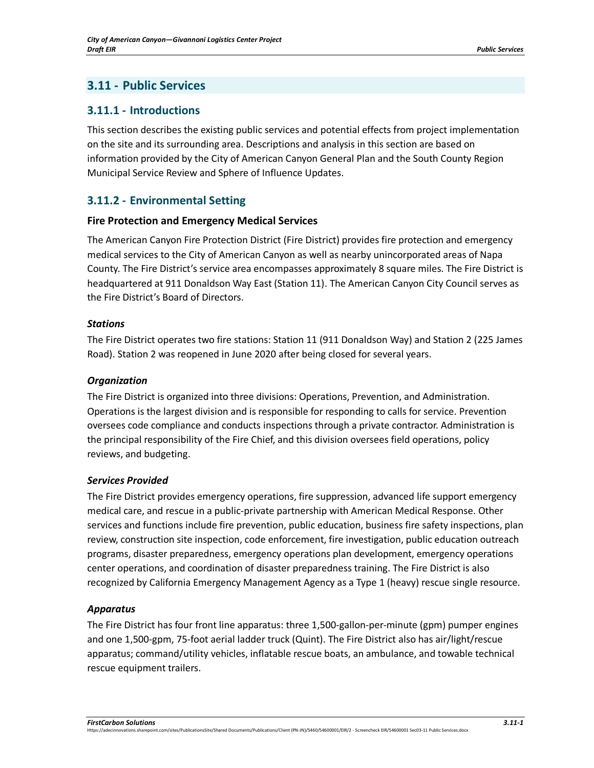## 3.11 - Public Services

### 3.11.1 - Introductions

This section describes the existing public services and potential effects from project implementation on the site and its surrounding area. Descriptions and analysis in this section are based on information provided by the City of American Canyon General Plan and the South County Region Municipal Service Review and Sphere of Influence Updates.

### 3.11.2 - Environmental Setting

#### Fire Protection and Emergency Medical Services

The American Canyon Fire Protection District (Fire District) provides fire protection and emergency medical services to the City of American Canyon as well as nearby unincorporated areas of Napa County. The Fire District's service area encompasses approximately 8 square miles. The Fire District is headquartered at 911 Donaldson Way East (Station 11). The American Canyon City Council serves as the Fire District's Board of Directors.

##### *Stations*

The Fire District operates two fire stations: Station 11 (911 Donaldson Way) and Station 2 (225 James Road). Station 2 was reopened in June 2020 after being closed for several years.

##### *Organization*

The Fire District is organized into three divisions: Operations, Prevention, and Administration. Operations is the largest division and is responsible for responding to calls for service. Prevention oversees code compliance and conducts inspections through a private contractor. Administration is the principal responsibility of the Fire Chief, and this division oversees field operations, policy reviews, and budgeting.

##### *Services Provided*

The Fire District provides emergency operations, fire suppression, advanced life support emergency medical care, and rescue in a public-private partnership with American Medical Response. Other services and functions include fire prevention, public education, business fire safety inspections, plan review, construction site inspection, code enforcement, fire investigation, public education outreach programs, disaster preparedness, emergency operations plan development, emergency operations center operations, and coordination of disaster preparedness training. The Fire District is also recognized by California Emergency Management Agency as a Type 1 (heavy) rescue single resource.

##### *Apparatus*

The Fire District has four front line apparatus: three 1,500-gallon-per-minute (gpm) pumper engines and one 1,500-gpm, 75-foot aerial ladder truck (Quint). The Fire District also has air/light/rescue apparatus; command/utility vehicles, inflatable rescue boats, an ambulance, and towable technical rescue equipment trailers.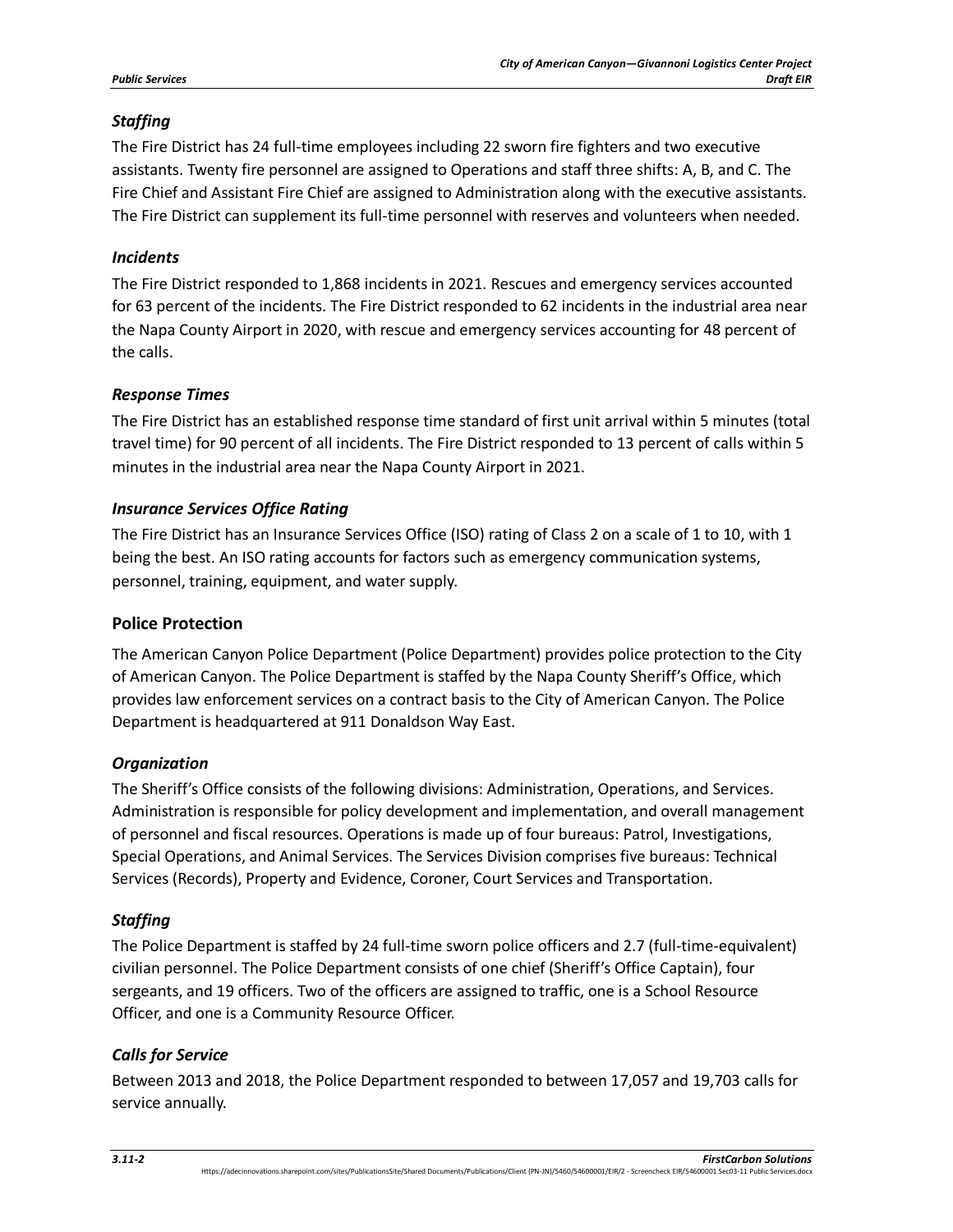### *Staffing*

The Fire District has 24 full-time employees including 22 sworn fire fighters and two executive assistants. Twenty fire personnel are assigned to Operations and staff three shifts: A, B, and C. The Fire Chief and Assistant Fire Chief are assigned to Administration along with the executive assistants. The Fire District can supplement its full-time personnel with reserves and volunteers when needed.

### *Incidents*

The Fire District responded to 1,868 incidents in 2021. Rescues and emergency services accounted for 63 percent of the incidents. The Fire District responded to 62 incidents in the industrial area near the Napa County Airport in 2020, with rescue and emergency services accounting for 48 percent of the calls.

### *Response Times*

The Fire District has an established response time standard of first unit arrival within 5 minutes (total travel time) for 90 percent of all incidents. The Fire District responded to 13 percent of calls within 5 minutes in the industrial area near the Napa County Airport in 2021.

### *Insurance Services Office Rating*

The Fire District has an Insurance Services Office (ISO) rating of Class 2 on a scale of 1 to 10, with 1 being the best. An ISO rating accounts for factors such as emergency communication systems, personnel, training, equipment, and water supply.

## Police Protection

The American Canyon Police Department (Police Department) provides police protection to the City of American Canyon. The Police Department is staffed by the Napa County Sheriff's Office, which provides law enforcement services on a contract basis to the City of American Canyon. The Police Department is headquartered at 911 Donaldson Way East.

### *Organization*

The Sheriff's Office consists of the following divisions: Administration, Operations, and Services. Administration is responsible for policy development and implementation, and overall management of personnel and fiscal resources. Operations is made up of four bureaus: Patrol, Investigations, Special Operations, and Animal Services. The Services Division comprises five bureaus: Technical Services (Records), Property and Evidence, Coroner, Court Services and Transportation.

### *Staffing*

The Police Department is staffed by 24 full-time sworn police officers and 2.7 (full-time-equivalent) civilian personnel. The Police Department consists of one chief (Sheriff's Office Captain), four sergeants, and 19 officers. Two of the officers are assigned to traffic, one is a School Resource Officer, and one is a Community Resource Officer.

### *Calls for Service*

Between 2013 and 2018, the Police Department responded to between 17,057 and 19,703 calls for service annually.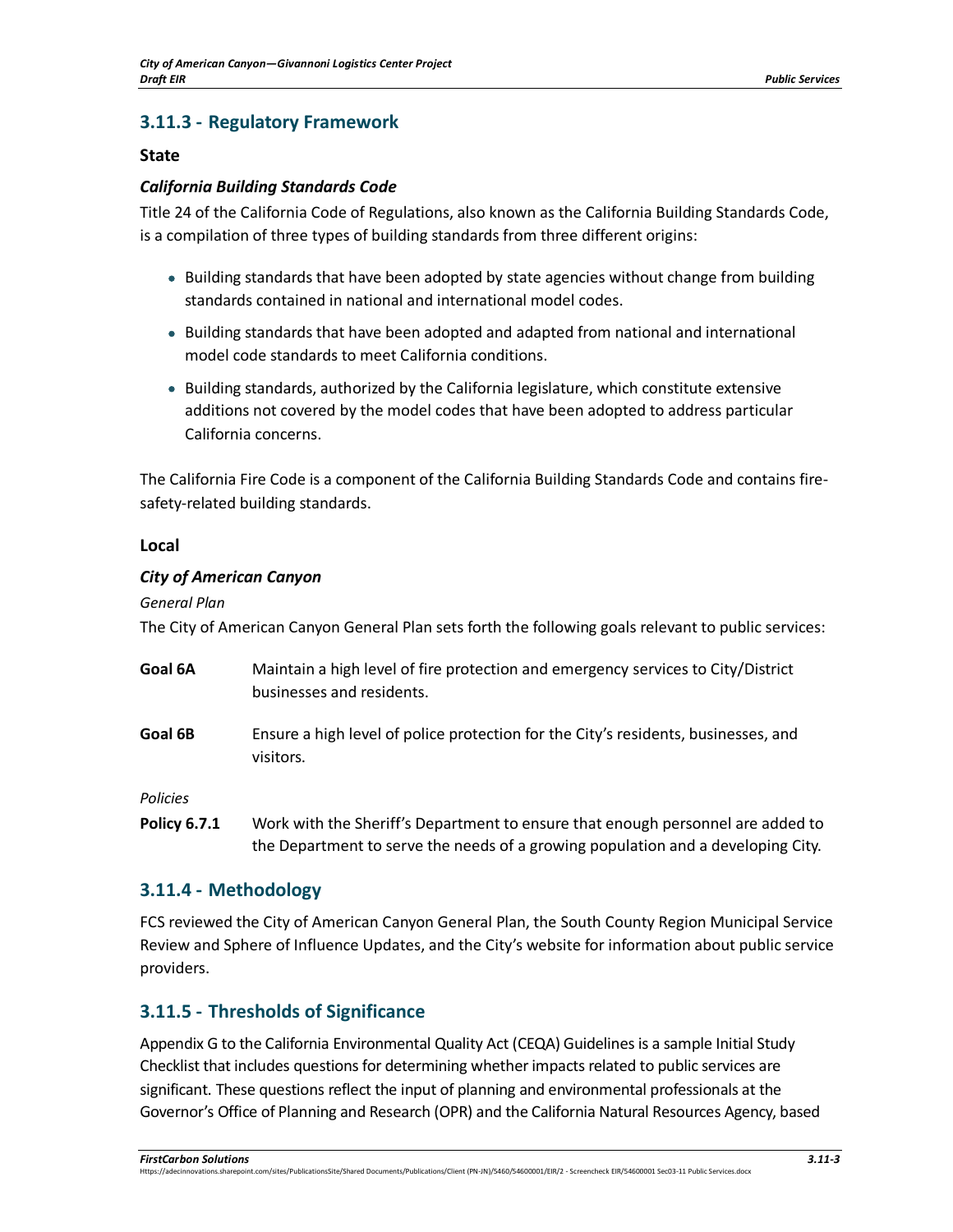## 3.11.3 - Regulatory Framework

### State

#### *California Building Standards Code*

Title 24 of the California Code of Regulations, also known as the California Building Standards Code, is a compilation of three types of building standards from three different origins:

- Building standards that have been adopted by state agencies without change from building standards contained in national and international model codes.
- Building standards that have been adopted and adapted from national and international model code standards to meet California conditions.
- Building standards, authorized by the California legislature, which constitute extensive additions not covered by the model codes that have been adopted to address particular California concerns.

The California Fire Code is a component of the California Building Standards Code and contains fire-safety-related building standards.

### Local

#### *City of American Canyon*

*General Plan*

The City of American Canyon General Plan sets forth the following goals relevant to public services:

**Goal 6A** Maintain a high level of fire protection and emergency services to City/District businesses and residents.

**Goal 6B** Ensure a high level of police protection for the City's residents, businesses, and visitors.

*Policies*

**Policy 6.7.1** Work with the Sheriff's Department to ensure that enough personnel are added to the Department to serve the needs of a growing population and a developing City.

## 3.11.4 - Methodology

FCS reviewed the City of American Canyon General Plan, the South County Region Municipal Service Review and Sphere of Influence Updates, and the City's website for information about public service providers.

## 3.11.5 - Thresholds of Significance

Appendix G to the California Environmental Quality Act (CEQA) Guidelines is a sample Initial Study Checklist that includes questions for determining whether impacts related to public services are significant. These questions reflect the input of planning and environmental professionals at the Governor's Office of Planning and Research (OPR) and the California Natural Resources Agency, based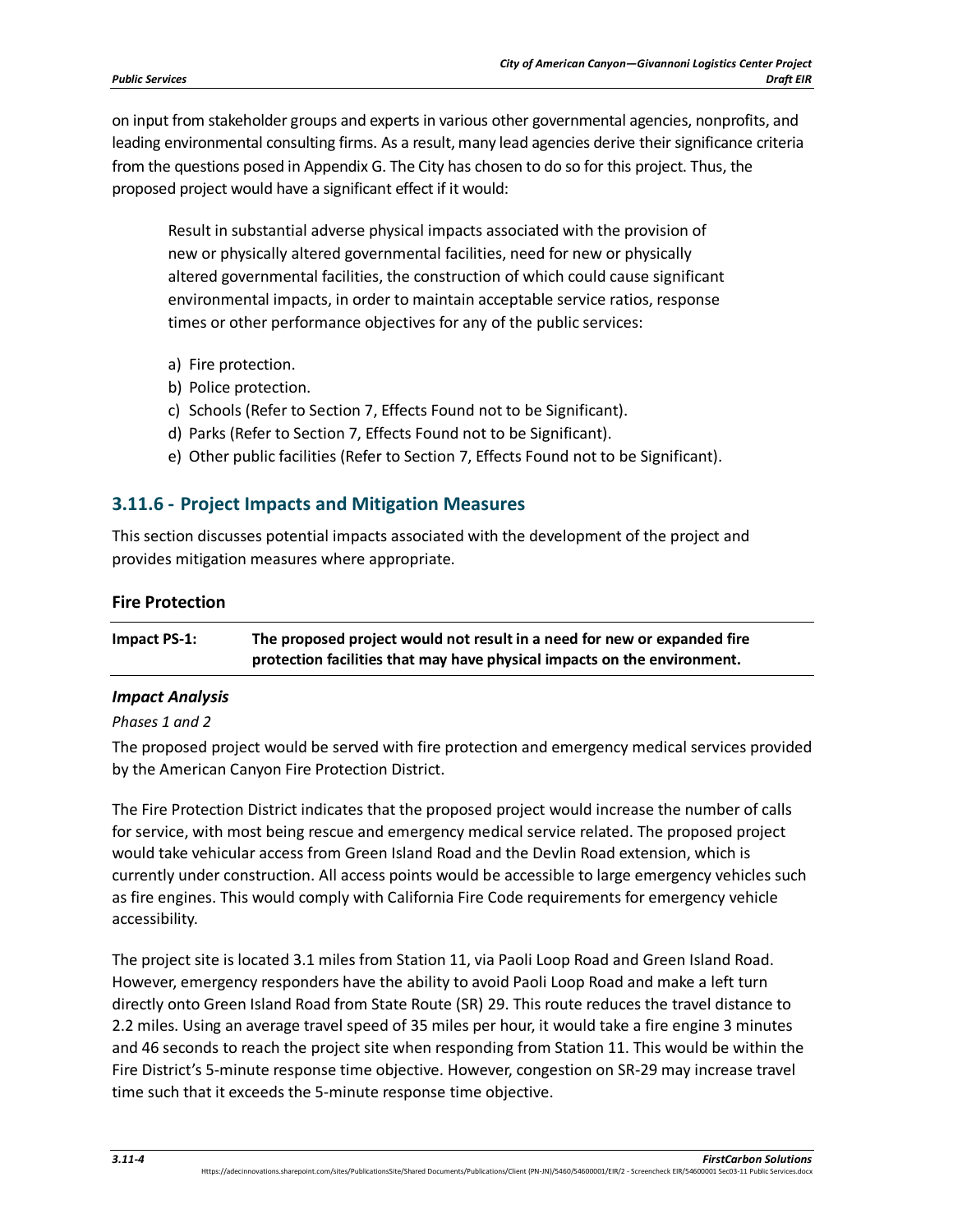on input from stakeholder groups and experts in various other governmental agencies, nonprofits, and leading environmental consulting firms. As a result, many lead agencies derive their significance criteria from the questions posed in Appendix G. The City has chosen to do so for this project. Thus, the proposed project would have a significant effect if it would:

> Result in substantial adverse physical impacts associated with the provision of new or physically altered governmental facilities, need for new or physically altered governmental facilities, the construction of which could cause significant environmental impacts, in order to maintain acceptable service ratios, response times or other performance objectives for any of the public services:
>
> a) Fire protection.
> b) Police protection.
> c) Schools (Refer to Section 7, Effects Found not to be Significant).
> d) Parks (Refer to Section 7, Effects Found not to be Significant).
> e) Other public facilities (Refer to Section 7, Effects Found not to be Significant).

## 3.11.6 - Project Impacts and Mitigation Measures

This section discusses potential impacts associated with the development of the project and provides mitigation measures where appropriate.

### Fire Protection

| **Impact PS-1:** | **The proposed project would not result in a need for new or expanded fire protection facilities that may have physical impacts on the environment.** |
|---|---|

#### *Impact Analysis*

*Phases 1 and 2*

The proposed project would be served with fire protection and emergency medical services provided by the American Canyon Fire Protection District.

The Fire Protection District indicates that the proposed project would increase the number of calls for service, with most being rescue and emergency medical service related. The proposed project would take vehicular access from Green Island Road and the Devlin Road extension, which is currently under construction. All access points would be accessible to large emergency vehicles such as fire engines. This would comply with California Fire Code requirements for emergency vehicle accessibility.

The project site is located 3.1 miles from Station 11, via Paoli Loop Road and Green Island Road. However, emergency responders have the ability to avoid Paoli Loop Road and make a left turn directly onto Green Island Road from State Route (SR) 29. This route reduces the travel distance to 2.2 miles. Using an average travel speed of 35 miles per hour, it would take a fire engine 3 minutes and 46 seconds to reach the project site when responding from Station 11. This would be within the Fire District's 5-minute response time objective. However, congestion on SR-29 may increase travel time such that it exceeds the 5-minute response time objective.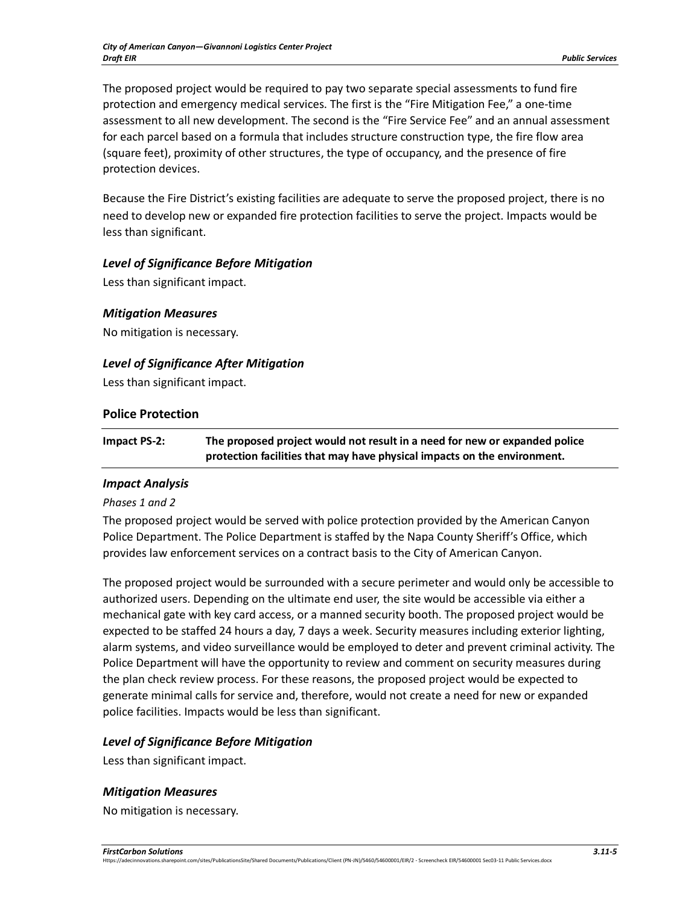The proposed project would be required to pay two separate special assessments to fund fire protection and emergency medical services. The first is the "Fire Mitigation Fee," a one-time assessment to all new development. The second is the "Fire Service Fee" and an annual assessment for each parcel based on a formula that includes structure construction type, the fire flow area (square feet), proximity of other structures, the type of occupancy, and the presence of fire protection devices.

Because the Fire District's existing facilities are adequate to serve the proposed project, there is no need to develop new or expanded fire protection facilities to serve the project. Impacts would be less than significant.

#### *Level of Significance Before Mitigation*

Less than significant impact.

#### *Mitigation Measures*

No mitigation is necessary.

#### *Level of Significance After Mitigation*

Less than significant impact.

### Police Protection

| Impact PS-2: | The proposed project would not result in a need for new or expanded police protection facilities that may have physical impacts on the environment. |
|---|---|

#### *Impact Analysis*

*Phases 1 and 2*

The proposed project would be served with police protection provided by the American Canyon Police Department. The Police Department is staffed by the Napa County Sheriff's Office, which provides law enforcement services on a contract basis to the City of American Canyon.

The proposed project would be surrounded with a secure perimeter and would only be accessible to authorized users. Depending on the ultimate end user, the site would be accessible via either a mechanical gate with key card access, or a manned security booth. The proposed project would be expected to be staffed 24 hours a day, 7 days a week. Security measures including exterior lighting, alarm systems, and video surveillance would be employed to deter and prevent criminal activity. The Police Department will have the opportunity to review and comment on security measures during the plan check review process. For these reasons, the proposed project would be expected to generate minimal calls for service and, therefore, would not create a need for new or expanded police facilities. Impacts would be less than significant.

#### *Level of Significance Before Mitigation*

Less than significant impact.

#### *Mitigation Measures*

No mitigation is necessary.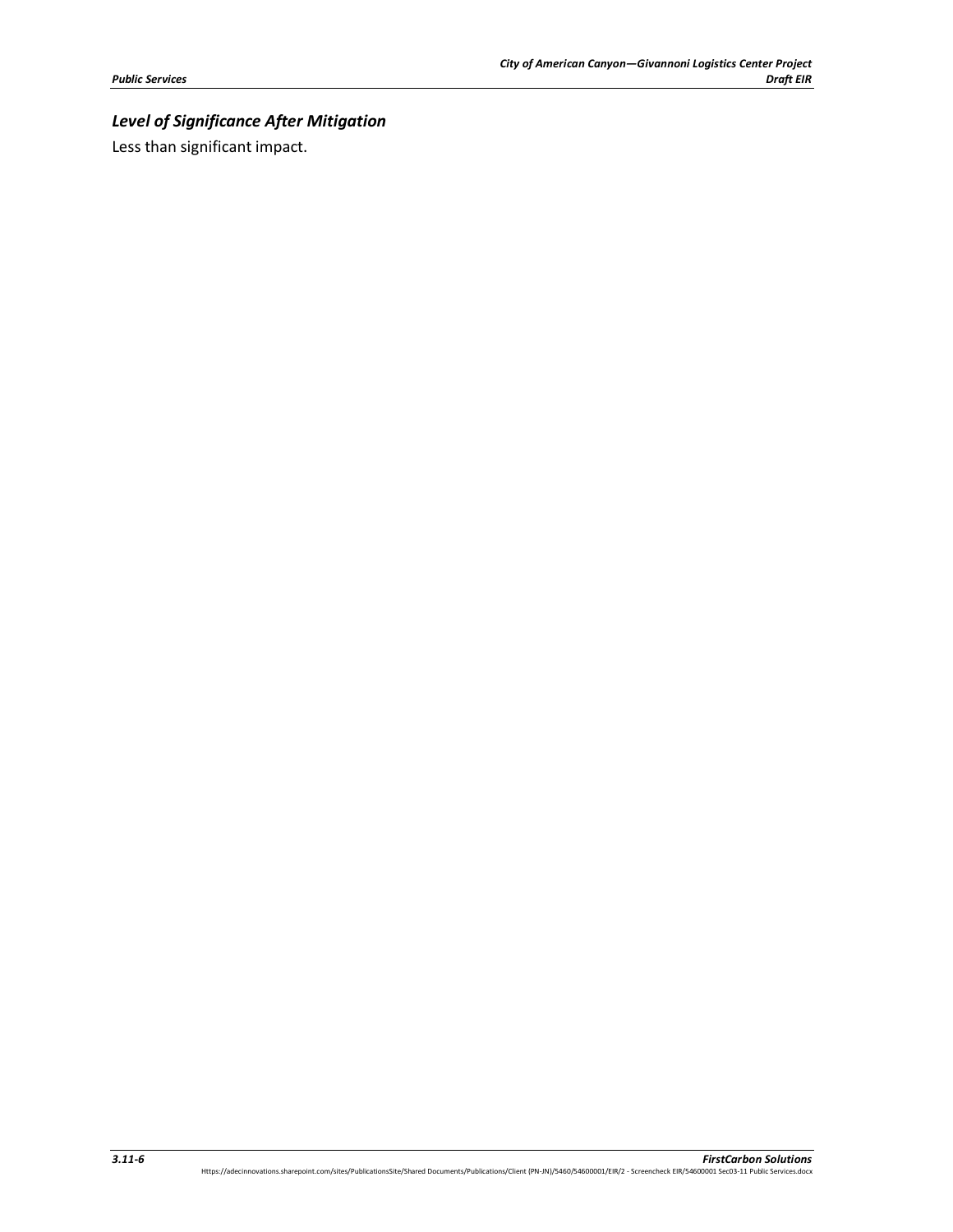### *Level of Significance After Mitigation*

Less than significant impact.